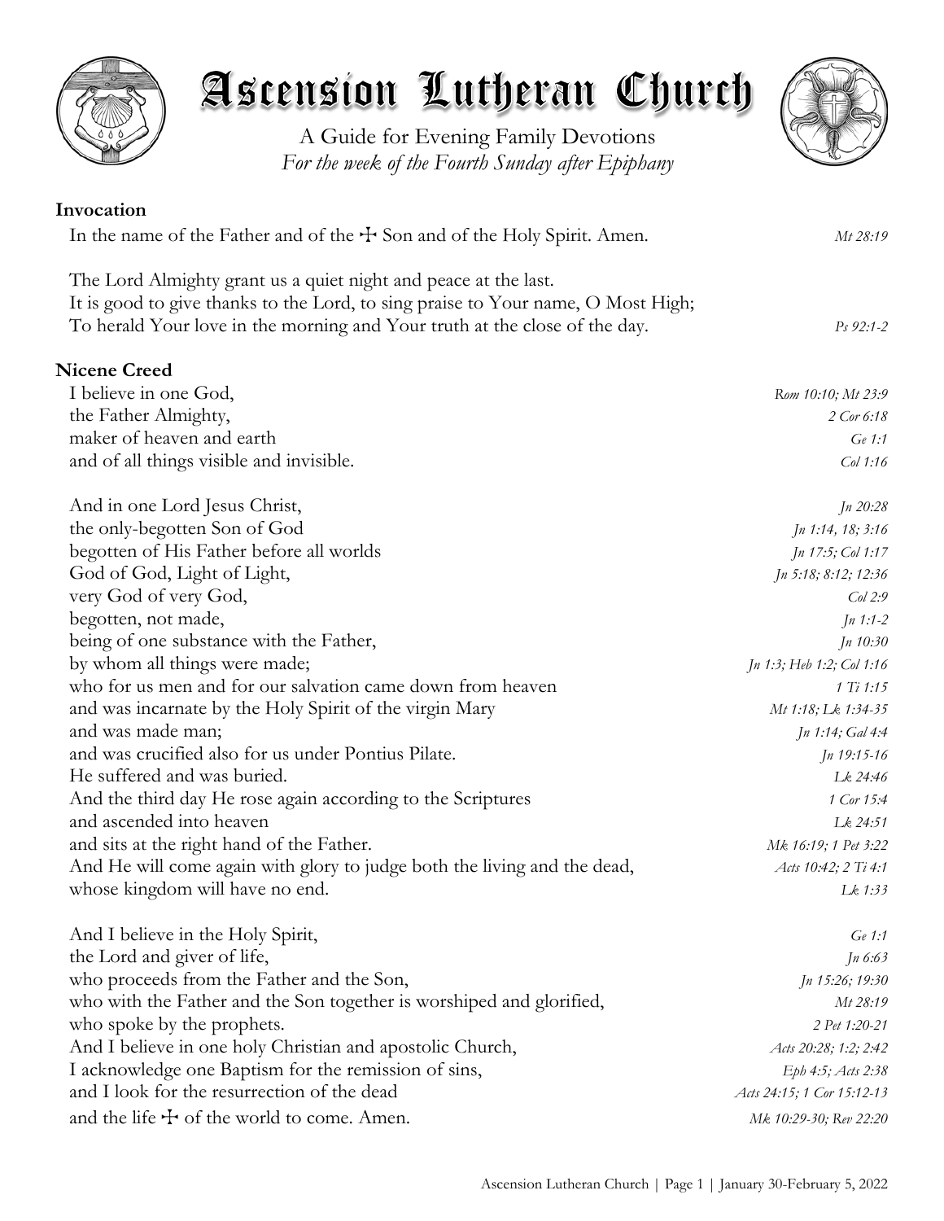# Ascension Lutheran Church

A Guide for Evening Family Devotions
*For the week of the Fourth Sunday after Epiphany*

**Invocation**

In the name of the Father and of the ☩ Son and of the Holy Spirit. Amen. *Mt 28:19*

The Lord Almighty grant us a quiet night and peace at the last.
It is good to give thanks to the Lord, to sing praise to Your name, O Most High;
To herald Your love in the morning and Your truth at the close of the day. *Ps 92:1-2*

**Nicene Creed**

I believe in one God, *Rom 10:10; Mt 23:9*
the Father Almighty, *2 Cor 6:18*
maker of heaven and earth *Ge 1:1*
and of all things visible and invisible. *Col 1:16*

And in one Lord Jesus Christ, *Jn 20:28*
the only-begotten Son of God *Jn 1:14, 18; 3:16*
begotten of His Father before all worlds *Jn 17:5; Col 1:17*
God of God, Light of Light, *Jn 5:18; 8:12; 12:36*
very God of very God, *Col 2:9*
begotten, not made, *Jn 1:1-2*
being of one substance with the Father, *Jn 10:30*
by whom all things were made; *Jn 1:3; Heb 1:2; Col 1:16*
who for us men and for our salvation came down from heaven *1 Ti 1:15*
and was incarnate by the Holy Spirit of the virgin Mary *Mt 1:18; Lk 1:34-35*
and was made man; *Jn 1:14; Gal 4:4*
and was crucified also for us under Pontius Pilate. *Jn 19:15-16*
He suffered and was buried. *Lk 24:46*
And the third day He rose again according to the Scriptures *1 Cor 15:4*
and ascended into heaven *Lk 24:51*
and sits at the right hand of the Father. *Mk 16:19; 1 Pet 3:22*
And He will come again with glory to judge both the living and the dead, *Acts 10:42; 2 Ti 4:1*
whose kingdom will have no end. *Lk 1:33*

And I believe in the Holy Spirit, *Ge 1:1*
the Lord and giver of life, *Jn 6:63*
who proceeds from the Father and the Son, *Jn 15:26; 19:30*
who with the Father and the Son together is worshiped and glorified, *Mt 28:19*
who spoke by the prophets. *2 Pet 1:20-21*
And I believe in one holy Christian and apostolic Church, *Acts 20:28; 1:2; 2:42*
I acknowledge one Baptism for the remission of sins, *Eph 4:5; Acts 2:38*
and I look for the resurrection of the dead *Acts 24:15; 1 Cor 15:12-13*
and the life ☩ of the world to come. Amen. *Mk 10:29-30; Rev 22:20*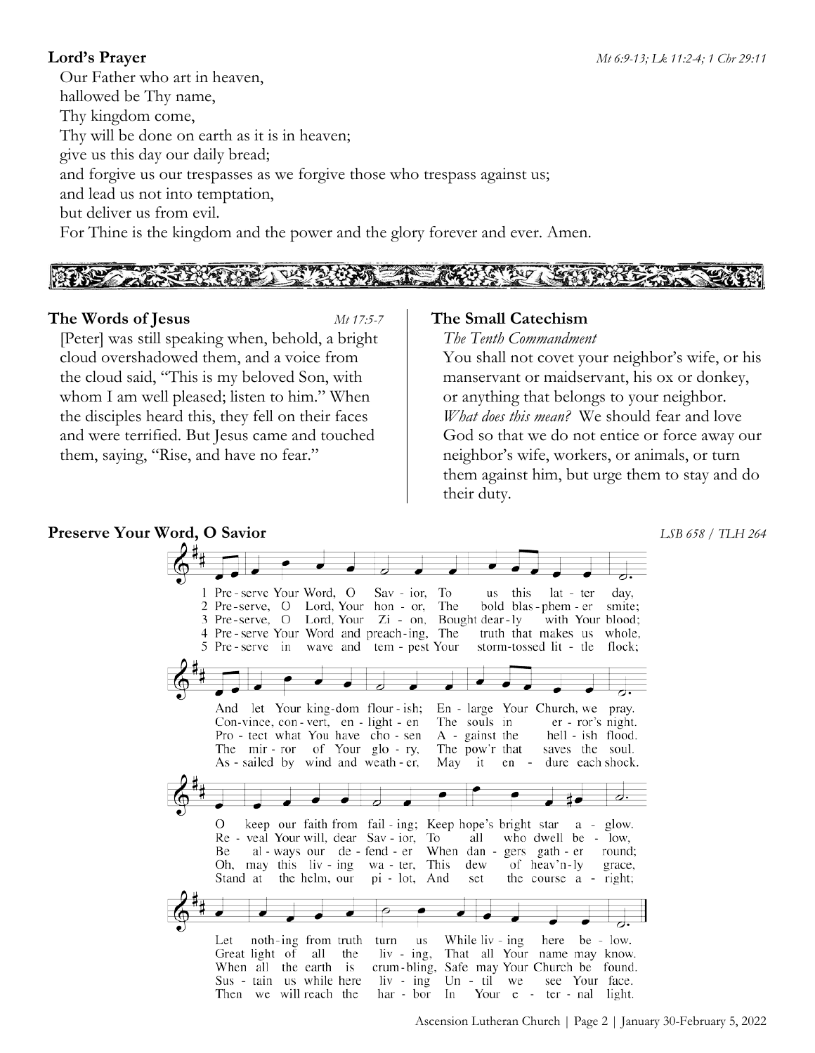**Lord's Prayer** *Mt 6:9-13; Lk 11:2-4; 1 Chr 29:11*

Our Father who art in heaven,
hallowed be Thy name,
Thy kingdom come,
Thy will be done on earth as it is in heaven;
give us this day our daily bread;
and forgive us our trespasses as we forgive those who trespass against us;
and lead us not into temptation,
but deliver us from evil.
For Thine is the kingdom and the power and the glory forever and ever. Amen.

**The Words of Jesus** *Mt 17:5-7*

[Peter] was still speaking when, behold, a bright cloud overshadowed them, and a voice from the cloud said, "This is my beloved Son, with whom I am well pleased; listen to him." When the disciples heard this, they fell on their faces and were terrified. But Jesus came and touched them, saying, "Rise, and have no fear."

**The Small Catechism**

*The Tenth Commandment*

You shall not covet your neighbor's wife, or his manservant or maidservant, his ox or donkey, or anything that belongs to your neighbor.
*What does this mean?* We should fear and love God so that we do not entice or force away our neighbor's wife, workers, or animals, or turn them against him, but urge them to stay and do their duty.

**Preserve Your Word, O Savior** *LSB 658 / TLH 264*

1 Preserve Your Word, O Savior, To us this latter day,
And let Your kingdom flourish; Enlarge Your Church, we pray.
O keep our faith from failing; Keep hope's bright star aglow.
Let nothing from truth turn us While living here below.

2 Preserve, O Lord, Your honor, The bold blasphemer smite;
Convince, convert, enlighten The souls in error's night.
Reveal Your will, dear Savior, To all who dwell below,
Great light of all the living, That all Your name may know.

3 Preserve, O Lord, Your Zion, Bought dearly with Your blood;
Protect what You have chosen Against the hellish flood.
Be always our defender When dangers gather round;
When all the earth is crumbling, Safe may Your Church be found.

4 Preserve Your Word and preaching, The truth that makes us whole,
The mirror of Your glory, The pow'r that saves the soul.
Oh, may this living water, This dew of heav'nly grace,
Sustain us while here living Until we see Your face.

5 Preserve in wave and tempest Your storm-tossed little flock;
Assailed by wind and weather, May it endure each shock.
Stand at the helm, our pilot, And set the course aright;
Then we will reach the harbor In Your eternal light.